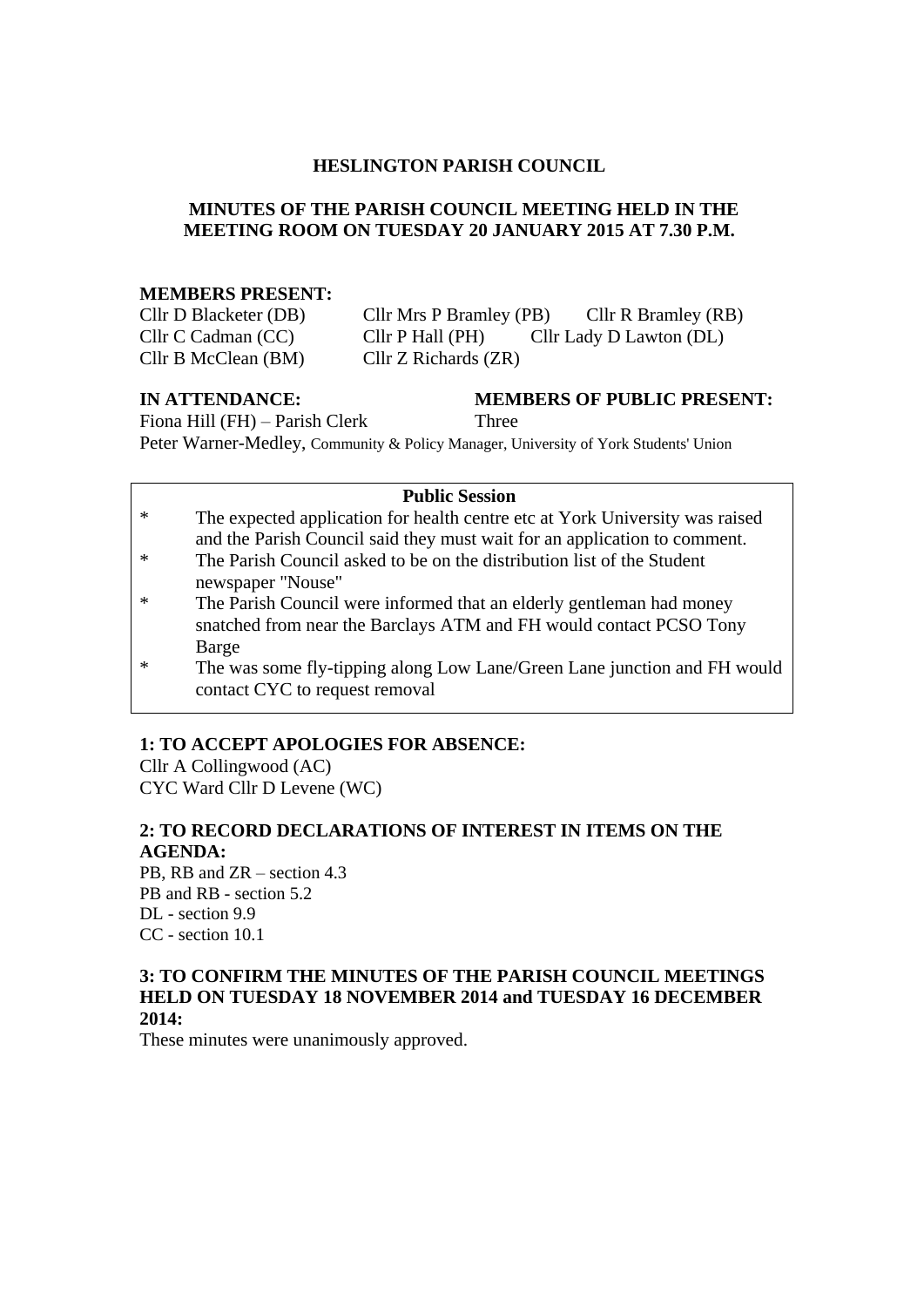# HESLINGTON PARISH COUNCIL

## MINUTES OF THE PARISH COUNCIL MEETING HELD IN THE MEETING ROOM ON TUESDAY 20 JANUARY 2015 AT 7.30 P.M.

**MEMBERS PRESENT:**

Cllr D Blacketer (DB) Cllr Mrs P Bramley (PB) Cllr R Bramley (RB)
Cllr C Cadman (CC) Cllr P Hall (PH) Cllr Lady D Lawton (DL)
Cllr B McClean (BM) Cllr Z Richards (ZR)

**IN ATTENDANCE:**

Fiona Hill (FH) – Parish Clerk
Peter Warner-Medley, Community & Policy Manager, University of York Students' Union

**MEMBERS OF PUBLIC PRESENT:**

Three

**Public Session**

* The expected application for health centre etc at York University was raised and the Parish Council said they must wait for an application to comment.
* The Parish Council asked to be on the distribution list of the Student newspaper "Nouse"
* The Parish Council were informed that an elderly gentleman had money snatched from near the Barclays ATM and FH would contact PCSO Tony Barge
* The was some fly-tipping along Low Lane/Green Lane junction and FH would contact CYC to request removal

**1: TO ACCEPT APOLOGIES FOR ABSENCE:**

Cllr A Collingwood (AC)
CYC Ward Cllr D Levene (WC)

**2: TO RECORD DECLARATIONS OF INTEREST IN ITEMS ON THE AGENDA:**

PB, RB and ZR – section 4.3
PB and RB - section 5.2
DL - section 9.9
CC - section 10.1

**3: TO CONFIRM THE MINUTES OF THE PARISH COUNCIL MEETINGS HELD ON TUESDAY 18 NOVEMBER 2014 and TUESDAY 16 DECEMBER 2014:**

These minutes were unanimously approved.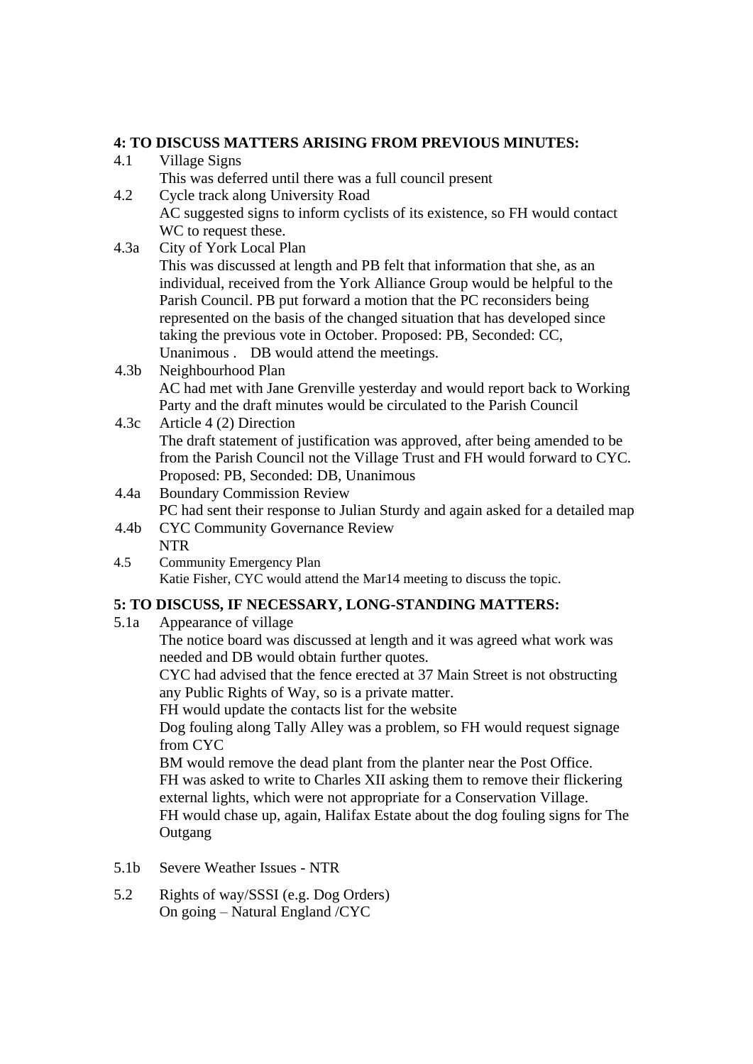**4: TO DISCUSS MATTERS ARISING FROM PREVIOUS MINUTES:**

4.1 Village Signs
This was deferred until there was a full council present

4.2 Cycle track along University Road
AC suggested signs to inform cyclists of its existence, so FH would contact WC to request these.

4.3a City of York Local Plan
This was discussed at length and PB felt that information that she, as an individual, received from the York Alliance Group would be helpful to the Parish Council. PB put forward a motion that the PC reconsiders being represented on the basis of the changed situation that has developed since taking the previous vote in October. Proposed: PB, Seconded: CC, Unanimous . DB would attend the meetings.

4.3b Neighbourhood Plan
AC had met with Jane Grenville yesterday and would report back to Working Party and the draft minutes would be circulated to the Parish Council

4.3c Article 4 (2) Direction
The draft statement of justification was approved, after being amended to be from the Parish Council not the Village Trust and FH would forward to CYC. Proposed: PB, Seconded: DB, Unanimous

4.4a Boundary Commission Review
PC had sent their response to Julian Sturdy and again asked for a detailed map

4.4b CYC Community Governance Review
NTR

4.5 Community Emergency Plan
Katie Fisher, CYC would attend the Mar14 meeting to discuss the topic.

**5: TO DISCUSS, IF NECESSARY, LONG-STANDING MATTERS:**

5.1a Appearance of village
The notice board was discussed at length and it was agreed what work was needed and DB would obtain further quotes.
CYC had advised that the fence erected at 37 Main Street is not obstructing any Public Rights of Way, so is a private matter.
FH would update the contacts list for the website
Dog fouling along Tally Alley was a problem, so FH would request signage from CYC
BM would remove the dead plant from the planter near the Post Office.
FH was asked to write to Charles XII asking them to remove their flickering external lights, which were not appropriate for a Conservation Village.
FH would chase up, again, Halifax Estate about the dog fouling signs for The Outgang

5.1b Severe Weather Issues - NTR

5.2 Rights of way/SSSI (e.g. Dog Orders)
On going – Natural England /CYC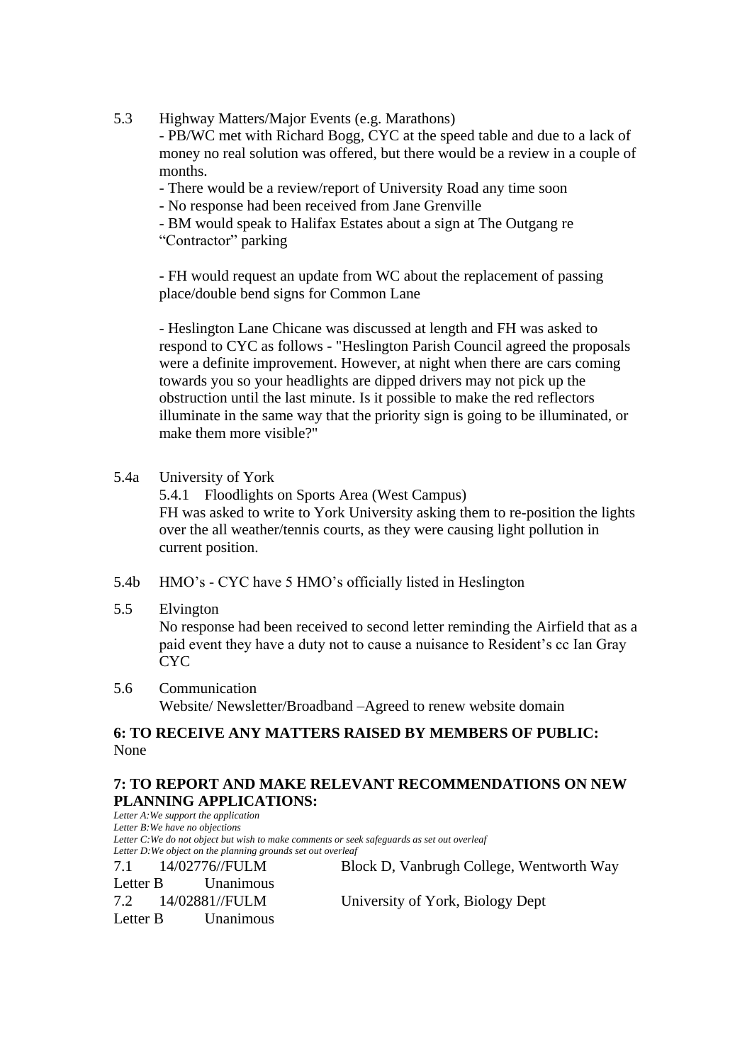5.3 Highway Matters/Major Events (e.g. Marathons)

- PB/WC met with Richard Bogg, CYC at the speed table and due to a lack of money no real solution was offered, but there would be a review in a couple of months.
- There would be a review/report of University Road any time soon
- No response had been received from Jane Grenville
- BM would speak to Halifax Estates about a sign at The Outgang re "Contractor" parking

- FH would request an update from WC about the replacement of passing place/double bend signs for Common Lane

- Heslington Lane Chicane was discussed at length and FH was asked to respond to CYC as follows - "Heslington Parish Council agreed the proposals were a definite improvement. However, at night when there are cars coming towards you so your headlights are dipped drivers may not pick up the obstruction until the last minute. Is it possible to make the red reflectors illuminate in the same way that the priority sign is going to be illuminated, or make them more visible?"

5.4a University of York

5.4.1 Floodlights on Sports Area (West Campus)

FH was asked to write to York University asking them to re-position the lights over the all weather/tennis courts, as they were causing light pollution in current position.

5.4b HMO's - CYC have 5 HMO's officially listed in Heslington

5.5 Elvington

No response had been received to second letter reminding the Airfield that as a paid event they have a duty not to cause a nuisance to Resident's cc Ian Gray CYC

5.6 Communication

Website/ Newsletter/Broadband –Agreed to renew website domain

**6: TO RECEIVE ANY MATTERS RAISED BY MEMBERS OF PUBLIC:**
None

**7: TO REPORT AND MAKE RELEVANT RECOMMENDATIONS ON NEW PLANNING APPLICATIONS:**

*Letter A:We support the application*
*Letter B:We have no objections*
*Letter C:We do not object but wish to make comments or seek safeguards as set out overleaf*
*Letter D:We object on the planning grounds set out overleaf*

7.1 14/02776//FULM Block D, Vanbrugh College, Wentworth Way
Letter B Unanimous

7.2 14/02881//FULM University of York, Biology Dept
Letter B Unanimous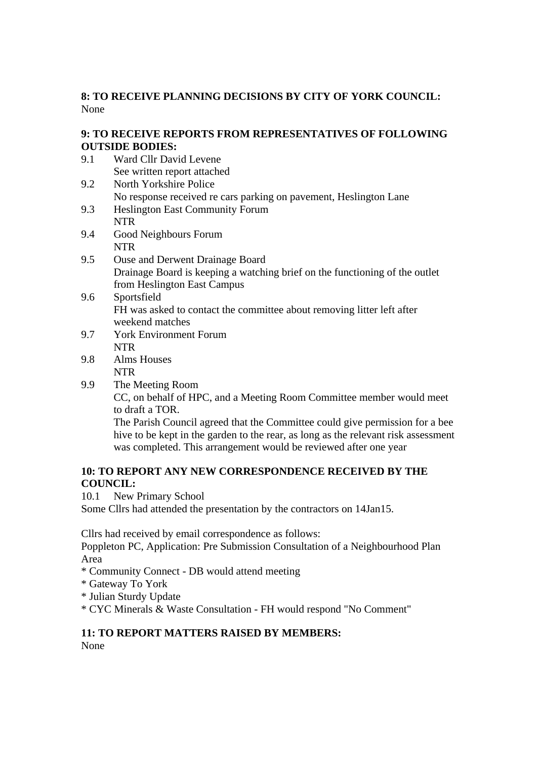**8: TO RECEIVE PLANNING DECISIONS BY CITY OF YORK COUNCIL:**
None

**9: TO RECEIVE REPORTS FROM REPRESENTATIVES OF FOLLOWING OUTSIDE BODIES:**

9.1 Ward Cllr David Levene
See written report attached

9.2 North Yorkshire Police
No response received re cars parking on pavement, Heslington Lane

9.3 Heslington East Community Forum
NTR

9.4 Good Neighbours Forum
NTR

9.5 Ouse and Derwent Drainage Board
Drainage Board is keeping a watching brief on the functioning of the outlet from Heslington East Campus

9.6 Sportsfield
FH was asked to contact the committee about removing litter left after weekend matches

9.7 York Environment Forum
NTR

9.8 Alms Houses
NTR

9.9 The Meeting Room
CC, on behalf of HPC, and a Meeting Room Committee member would meet to draft a TOR.
The Parish Council agreed that the Committee could give permission for a bee hive to be kept in the garden to the rear, as long as the relevant risk assessment was completed. This arrangement would be reviewed after one year

**10: TO REPORT ANY NEW CORRESPONDENCE RECEIVED BY THE COUNCIL:**

10.1 New Primary School
Some Cllrs had attended the presentation by the contractors on 14Jan15.

Cllrs had received by email correspondence as follows:
Poppleton PC, Application: Pre Submission Consultation of a Neighbourhood Plan Area

* Community Connect - DB would attend meeting
* Gateway To York
* Julian Sturdy Update
* CYC Minerals & Waste Consultation - FH would respond "No Comment"

**11: TO REPORT MATTERS RAISED BY MEMBERS:**
None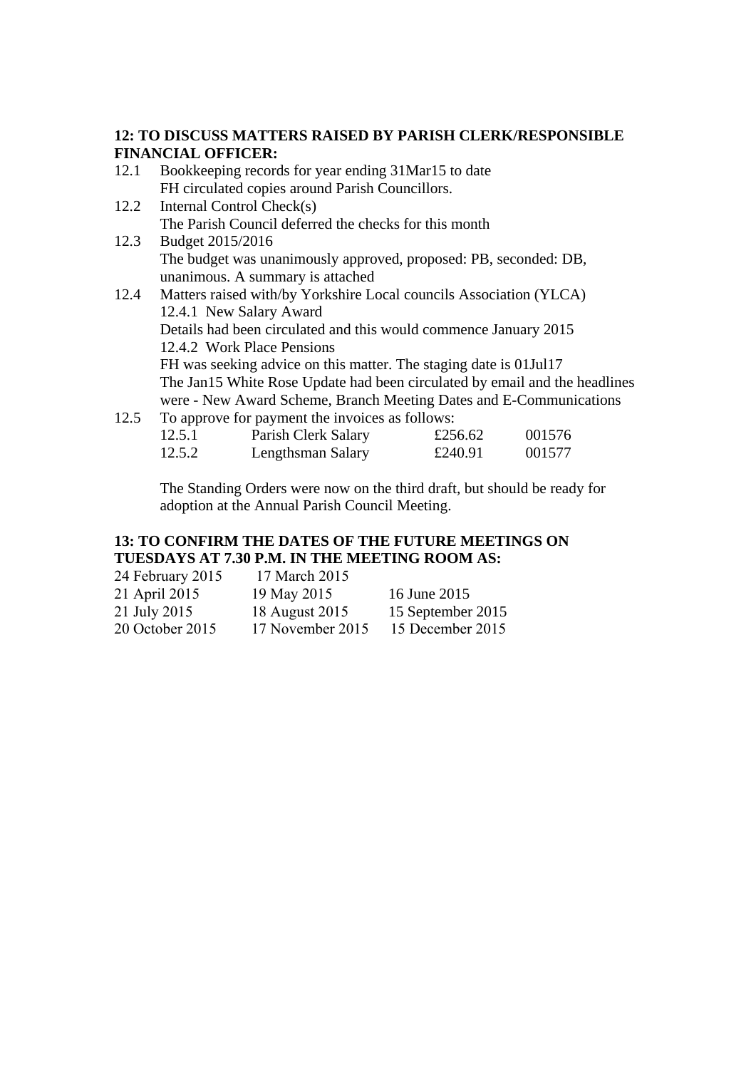**12: TO DISCUSS MATTERS RAISED BY PARISH CLERK/RESPONSIBLE FINANCIAL OFFICER:**

12.1 Bookkeeping records for year ending 31Mar15 to date
FH circulated copies around Parish Councillors.

12.2 Internal Control Check(s)
The Parish Council deferred the checks for this month

12.3 Budget 2015/2016
The budget was unanimously approved, proposed: PB, seconded: DB, unanimous. A summary is attached

12.4 Matters raised with/by Yorkshire Local councils Association (YLCA)
12.4.1 New Salary Award
Details had been circulated and this would commence January 2015
12.4.2 Work Place Pensions
FH was seeking advice on this matter. The staging date is 01Jul17
The Jan15 White Rose Update had been circulated by email and the headlines were - New Award Scheme, Branch Meeting Dates and E-Communications

12.5 To approve for payment the invoices as follows:

| | | | |
|---|---|---|---|
| 12.5.1 | Parish Clerk Salary | £256.62 | 001576 |
| 12.5.2 | Lengthsman Salary | £240.91 | 001577 |

The Standing Orders were now on the third draft, but should be ready for adoption at the Annual Parish Council Meeting.

**13: TO CONFIRM THE DATES OF THE FUTURE MEETINGS ON TUESDAYS AT 7.30 P.M. IN THE MEETING ROOM AS:**

| | | |
|---|---|---|
| 24 February 2015 | 17 March 2015 | |
| 21 April 2015 | 19 May 2015 | 16 June 2015 |
| 21 July 2015 | 18 August 2015 | 15 September 2015 |
| 20 October 2015 | 17 November 2015 | 15 December 2015 |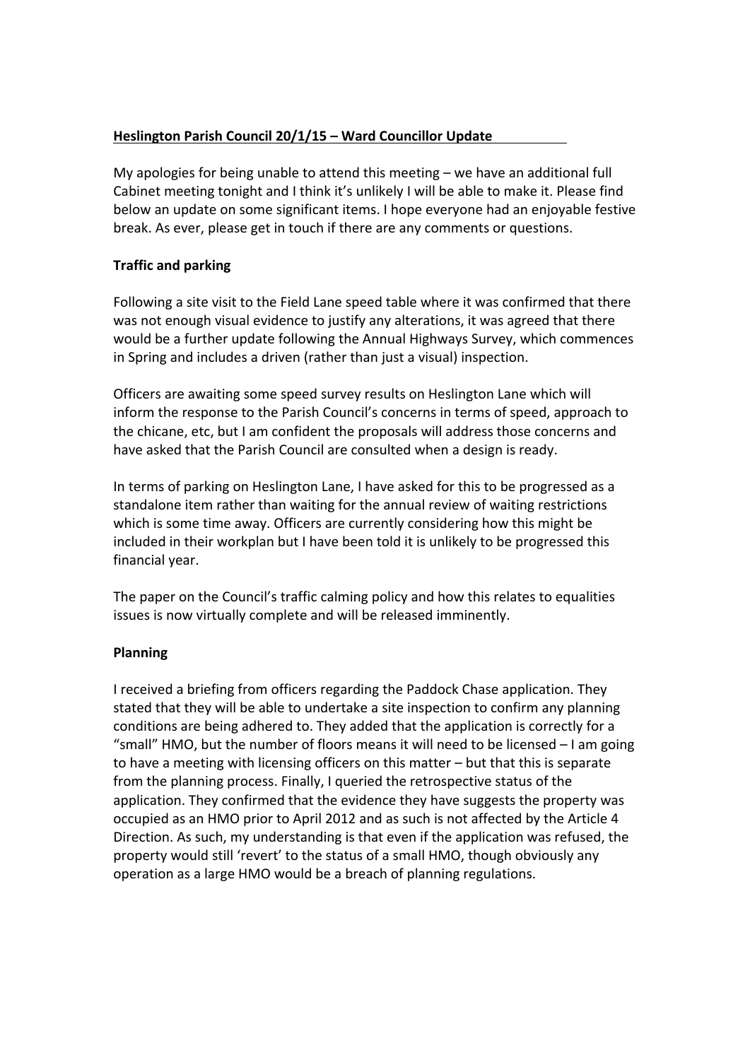**Heslington Parish Council 20/1/15 – Ward Councillor Update**

My apologies for being unable to attend this meeting – we have an additional full Cabinet meeting tonight and I think it's unlikely I will be able to make it. Please find below an update on some significant items. I hope everyone had an enjoyable festive break. As ever, please get in touch if there are any comments or questions.

**Traffic and parking**

Following a site visit to the Field Lane speed table where it was confirmed that there was not enough visual evidence to justify any alterations, it was agreed that there would be a further update following the Annual Highways Survey, which commences in Spring and includes a driven (rather than just a visual) inspection.

Officers are awaiting some speed survey results on Heslington Lane which will inform the response to the Parish Council's concerns in terms of speed, approach to the chicane, etc, but I am confident the proposals will address those concerns and have asked that the Parish Council are consulted when a design is ready.

In terms of parking on Heslington Lane, I have asked for this to be progressed as a standalone item rather than waiting for the annual review of waiting restrictions which is some time away. Officers are currently considering how this might be included in their workplan but I have been told it is unlikely to be progressed this financial year.

The paper on the Council's traffic calming policy and how this relates to equalities issues is now virtually complete and will be released imminently.

**Planning**

I received a briefing from officers regarding the Paddock Chase application. They stated that they will be able to undertake a site inspection to confirm any planning conditions are being adhered to. They added that the application is correctly for a "small" HMO, but the number of floors means it will need to be licensed – I am going to have a meeting with licensing officers on this matter – but that this is separate from the planning process. Finally, I queried the retrospective status of the application. They confirmed that the evidence they have suggests the property was occupied as an HMO prior to April 2012 and as such is not affected by the Article 4 Direction. As such, my understanding is that even if the application was refused, the property would still 'revert' to the status of a small HMO, though obviously any operation as a large HMO would be a breach of planning regulations.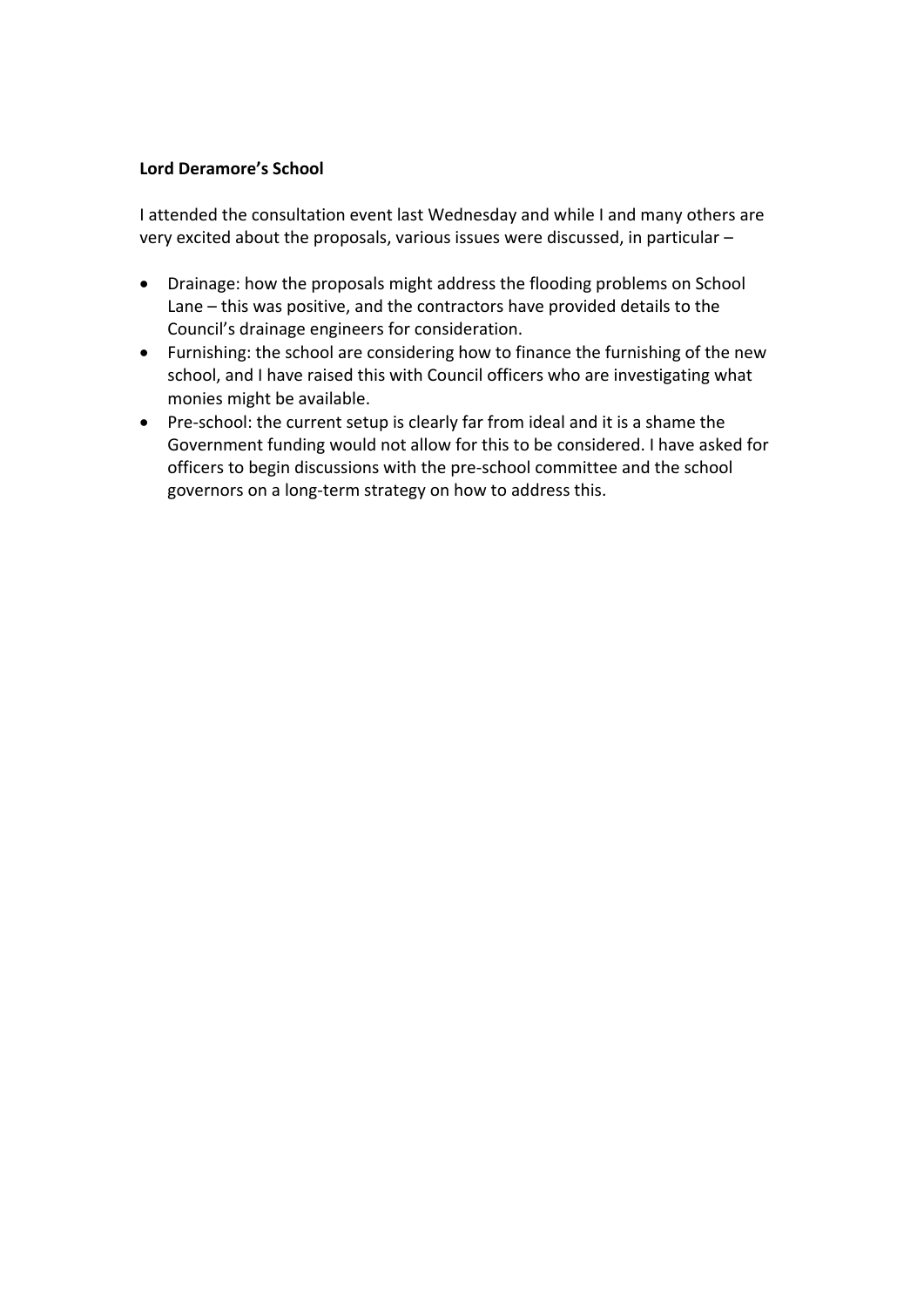**Lord Deramore's School**

I attended the consultation event last Wednesday and while I and many others are very excited about the proposals, various issues were discussed, in particular –

- Drainage: how the proposals might address the flooding problems on School Lane – this was positive, and the contractors have provided details to the Council's drainage engineers for consideration.
- Furnishing: the school are considering how to finance the furnishing of the new school, and I have raised this with Council officers who are investigating what monies might be available.
- Pre-school: the current setup is clearly far from ideal and it is a shame the Government funding would not allow for this to be considered. I have asked for officers to begin discussions with the pre-school committee and the school governors on a long-term strategy on how to address this.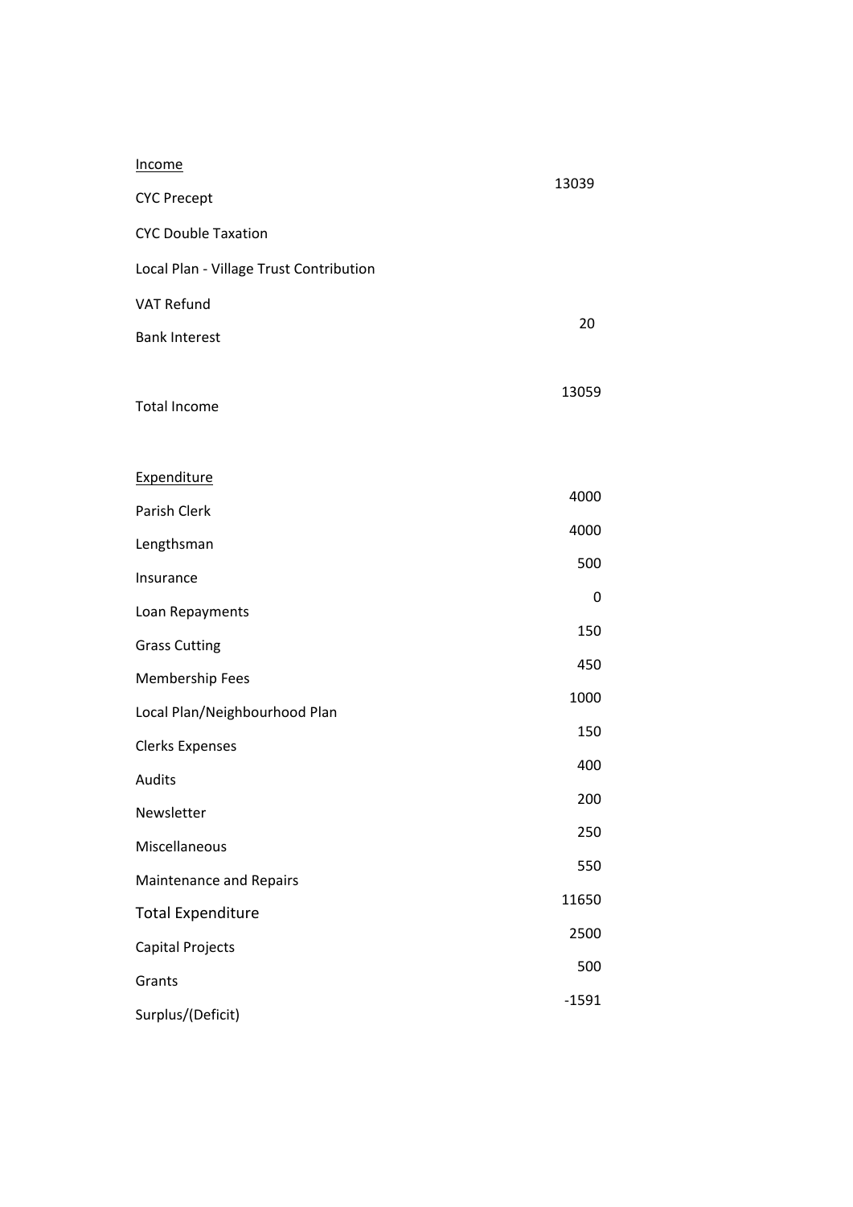| | |
|---|---|
| <u>Income</u> | |
| CYC Precept | 13039 |
| CYC Double Taxation | |
| Local Plan - Village Trust Contribution | |
| VAT Refund | |
| Bank Interest | 20 |
| | |
| Total Income | 13059 |
| | |
| <u>Expenditure</u> | |
| Parish Clerk | 4000 |
| Lengthsman | 4000 |
| Insurance | 500 |
| Loan Repayments | 0 |
| Grass Cutting | 150 |
| Membership Fees | 450 |
| Local Plan/Neighbourhood Plan | 1000 |
| Clerks Expenses | 150 |
| Audits | 400 |
| Newsletter | 200 |
| Miscellaneous | 250 |
| Maintenance and Repairs | 550 |
| Total Expenditure | 11650 |
| Capital Projects | 2500 |
| Grants | 500 |
| Surplus/(Deficit) | -1591 |